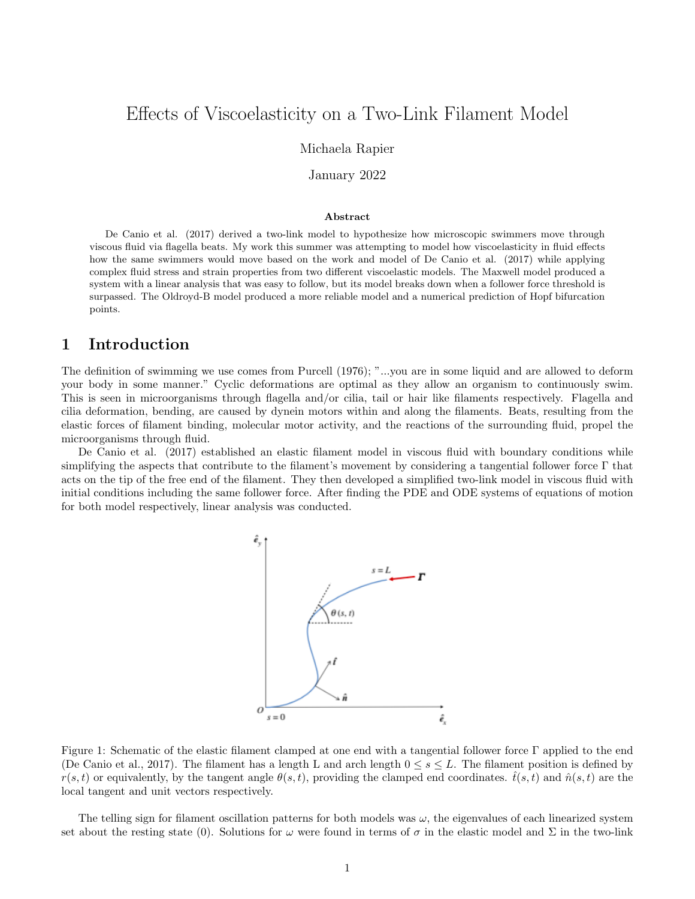# Effects of Viscoelasticity on a Two-Link Filament Model

Michaela Rapier

January 2022

**Abstract**

De Canio et al. (2017) derived a two-link model to hypothesize how microscopic swimmers move through viscous fluid via flagella beats. My work this summer was attempting to model how viscoelasticity in fluid effects how the same swimmers would move based on the work and model of De Canio et al. (2017) while applying complex fluid stress and strain properties from two different viscoelastic models. The Maxwell model produced a system with a linear analysis that was easy to follow, but its model breaks down when a follower force threshold is surpassed. The Oldroyd-B model produced a more reliable model and a numerical prediction of Hopf bifurcation points.

## 1 Introduction

The definition of swimming we use comes from Purcell (1976); "...you are in some liquid and are allowed to deform your body in some manner." Cyclic deformations are optimal as they allow an organism to continuously swim. This is seen in microorganisms through flagella and/or cilia, tail or hair like filaments respectively. Flagella and cilia deformation, bending, are caused by dynein motors within and along the filaments. Beats, resulting from the elastic forces of filament binding, molecular motor activity, and the reactions of the surrounding fluid, propel the microorganisms through fluid.

De Canio et al. (2017) established an elastic filament model in viscous fluid with boundary conditions while simplifying the aspects that contribute to the filament's movement by considering a tangential follower force $\Gamma$ that acts on the tip of the free end of the filament. They then developed a simplified two-link model in viscous fluid with initial conditions including the same follower force. After finding the PDE and ODE systems of equations of motion for both model respectively, linear analysis was conducted.

Figure 1: Schematic of the elastic filament clamped at one end with a tangential follower force $\Gamma$ applied to the end (De Canio et al., 2017). The filament has a length L and arch length $0 \leq s \leq L$. The filament position is defined by $r(s,t)$ or equivalently, by the tangent angle $\theta(s,t)$, providing the clamped end coordinates. $\hat{t}(s,t)$ and $\hat{n}(s,t)$ are the local tangent and unit vectors respectively.

The telling sign for filament oscillation patterns for both models was $\omega$, the eigenvalues of each linearized system set about the resting state (0). Solutions for $\omega$ were found in terms of $\sigma$ in the elastic model and $\Sigma$ in the two-link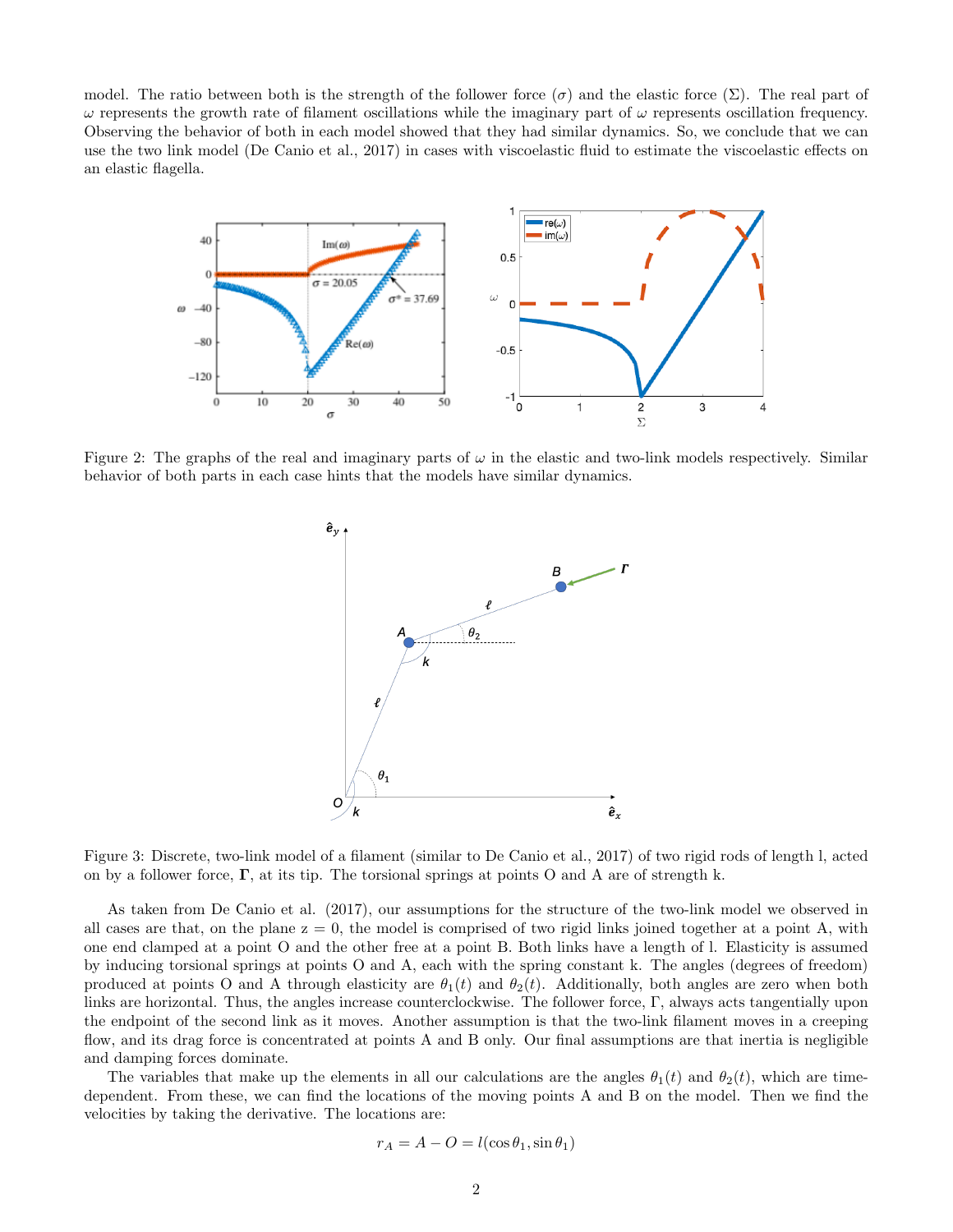model. The ratio between both is the strength of the follower force ($\sigma$) and the elastic force ($\Sigma$). The real part of $\omega$ represents the growth rate of filament oscillations while the imaginary part of $\omega$ represents oscillation frequency. Observing the behavior of both in each model showed that they had similar dynamics. So, we conclude that we can use the two link model (De Canio et al., 2017) in cases with viscoelastic fluid to estimate the viscoelastic effects on an elastic flagella.

Figure 2: The graphs of the real and imaginary parts of $\omega$ in the elastic and two-link models respectively. Similar behavior of both parts in each case hints that the models have similar dynamics.

Figure 3: Discrete, two-link model of a filament (similar to De Canio et al., 2017) of two rigid rods of length l, acted on by a follower force, $\mathbf{\Gamma}$, at its tip. The torsional springs at points O and A are of strength k.

As taken from De Canio et al. (2017), our assumptions for the structure of the two-link model we observed in all cases are that, on the plane z = 0, the model is comprised of two rigid links joined together at a point A, with one end clamped at a point O and the other free at a point B. Both links have a length of l. Elasticity is assumed by inducing torsional springs at points O and A, each with the spring constant k. The angles (degrees of freedom) produced at points O and A through elasticity are $\theta_1(t)$ and $\theta_2(t)$. Additionally, both angles are zero when both links are horizontal. Thus, the angles increase counterclockwise. The follower force, $\Gamma$, always acts tangentially upon the endpoint of the second link as it moves. Another assumption is that the two-link filament moves in a creeping flow, and its drag force is concentrated at points A and B only. Our final assumptions are that inertia is negligible and damping forces dominate.

The variables that make up the elements in all our calculations are the angles $\theta_1(t)$ and $\theta_2(t)$, which are time-dependent. From these, we can find the locations of the moving points A and B on the model. Then we find the velocities by taking the derivative. The locations are:

$$r_A = A - O = l(\cos\theta_1, \sin\theta_1)$$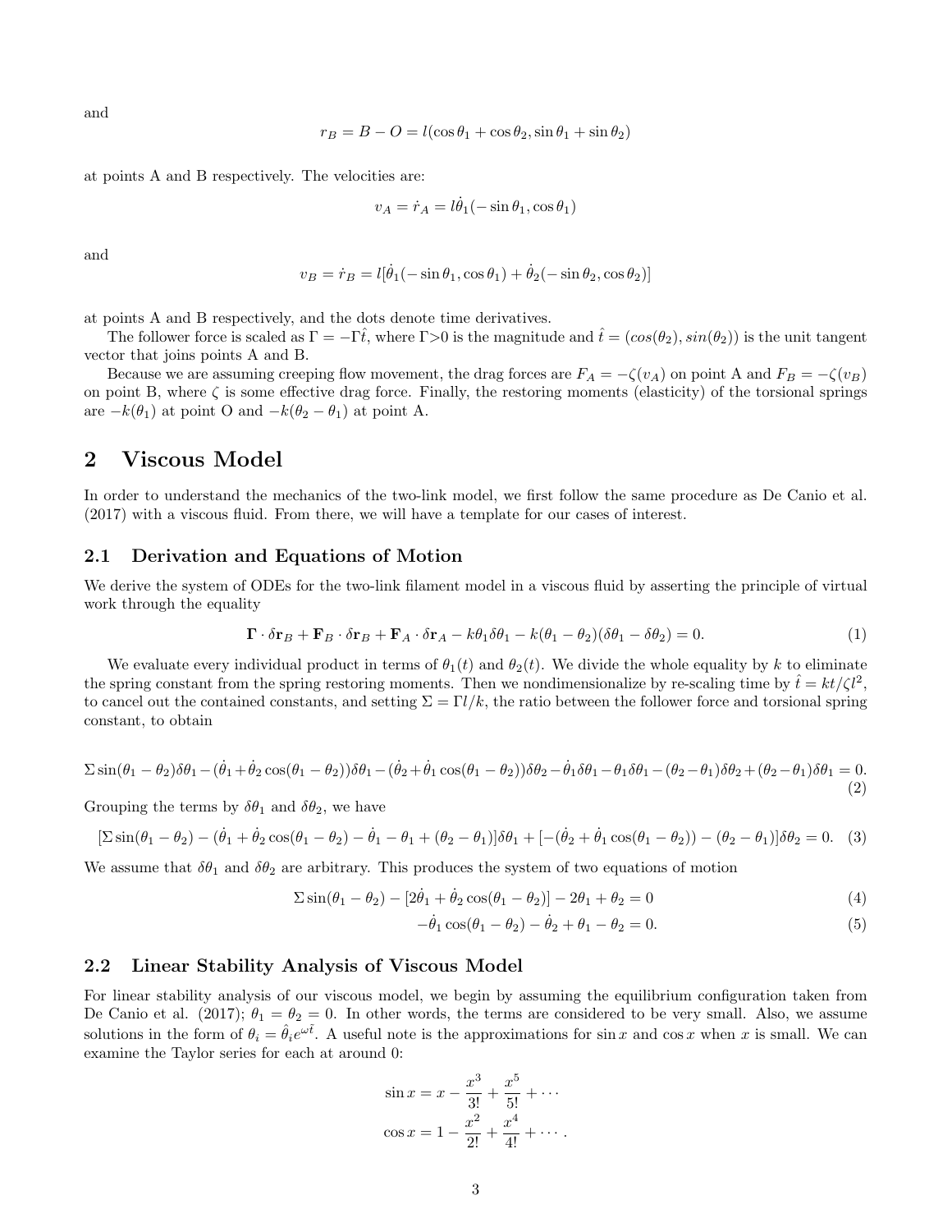and

$$r_B = B - O = l(\cos\theta_1 + \cos\theta_2, \sin\theta_1 + \sin\theta_2)$$

at points A and B respectively. The velocities are:

$$v_A = \dot{r}_A = l\dot{\theta}_1(-\sin\theta_1, \cos\theta_1)$$

and

$$v_B = \dot{r}_B = l[\dot{\theta}_1(-\sin\theta_1, \cos\theta_1) + \dot{\theta}_2(-\sin\theta_2, \cos\theta_2)]$$

at points A and B respectively, and the dots denote time derivatives.

The follower force is scaled as $\Gamma = -\Gamma\hat{t}$, where $\Gamma$>0 is the magnitude and $\hat{t} = (cos(\theta_2), sin(\theta_2))$ is the unit tangent vector that joins points A and B.

Because we are assuming creeping flow movement, the drag forces are $F_A = -\zeta(v_A)$ on point A and $F_B = -\zeta(v_B)$ on point B, where $\zeta$ is some effective drag force. Finally, the restoring moments (elasticity) of the torsional springs are $-k(\theta_1)$ at point O and $-k(\theta_2 - \theta_1)$ at point A.

## 2 Viscous Model

In order to understand the mechanics of the two-link model, we first follow the same procedure as De Canio et al. (2017) with a viscous fluid. From there, we will have a template for our cases of interest.

### 2.1 Derivation and Equations of Motion

We derive the system of ODEs for the two-link filament model in a viscous fluid by asserting the principle of virtual work through the equality

$$\mathbf{\Gamma} \cdot \delta\mathbf{r}_B + \mathbf{F}_B \cdot \delta\mathbf{r}_B + \mathbf{F}_A \cdot \delta\mathbf{r}_A - k\theta_1\delta\theta_1 - k(\theta_1 - \theta_2)(\delta\theta_1 - \delta\theta_2) = 0. \tag{1}$$

We evaluate every individual product in terms of $\theta_1(t)$ and $\theta_2(t)$. We divide the whole equality by $k$ to eliminate the spring constant from the spring restoring moments. Then we nondimensionalize by re-scaling time by $\hat{t} = kt/\zeta l^2$, to cancel out the contained constants, and setting $\Sigma = \Gamma l/k$, the ratio between the follower force and torsional spring constant, to obtain

$$\Sigma\sin(\theta_1 - \theta_2)\delta\theta_1 - (\dot{\theta}_1 + \dot{\theta}_2\cos(\theta_1 - \theta_2))\delta\theta_1 - (\dot{\theta}_2 + \dot{\theta}_1\cos(\theta_1 - \theta_2))\delta\theta_2 - \dot{\theta}_1\delta\theta_1 - \theta_1\delta\theta_1 - (\theta_2 - \theta_1)\delta\theta_2 + (\theta_2 - \theta_1)\delta\theta_1 = 0. \tag{2}$$

Grouping the terms by $\delta\theta_1$ and $\delta\theta_2$, we have

$$[\Sigma\sin(\theta_1 - \theta_2) - (\dot{\theta}_1 + \dot{\theta}_2\cos(\theta_1 - \theta_2) - \dot{\theta}_1 - \theta_1 + (\theta_2 - \theta_1)]\delta\theta_1 + [-(\dot{\theta}_2 + \dot{\theta}_1\cos(\theta_1 - \theta_2)) - (\theta_2 - \theta_1)]\delta\theta_2 = 0. \tag{3}$$

We assume that $\delta\theta_1$ and $\delta\theta_2$ are arbitrary. This produces the system of two equations of motion

$$\Sigma\sin(\theta_1 - \theta_2) - [2\dot{\theta}_1 + \dot{\theta}_2\cos(\theta_1 - \theta_2)] - 2\theta_1 + \theta_2 = 0 \tag{4}$$

$$-\dot{\theta}_1\cos(\theta_1 - \theta_2) - \dot{\theta}_2 + \theta_1 - \theta_2 = 0. \tag{5}$$

### 2.2 Linear Stability Analysis of Viscous Model

For linear stability analysis of our viscous model, we begin by assuming the equilibrium configuration taken from De Canio et al. (2017); $\theta_1 = \theta_2 = 0$. In other words, the terms are considered to be very small. Also, we assume solutions in the form of $\theta_i = \hat{\theta}_i e^{\omega\hat{t}}$. A useful note is the approximations for $\sin x$ and $\cos x$ when $x$ is small. We can examine the Taylor series for each at around 0:

$$\sin x = x - \frac{x^3}{3!} + \frac{x^5}{5!} + \cdots$$

$$\cos x = 1 - \frac{x^2}{2!} + \frac{x^4}{4!} + \cdots.$$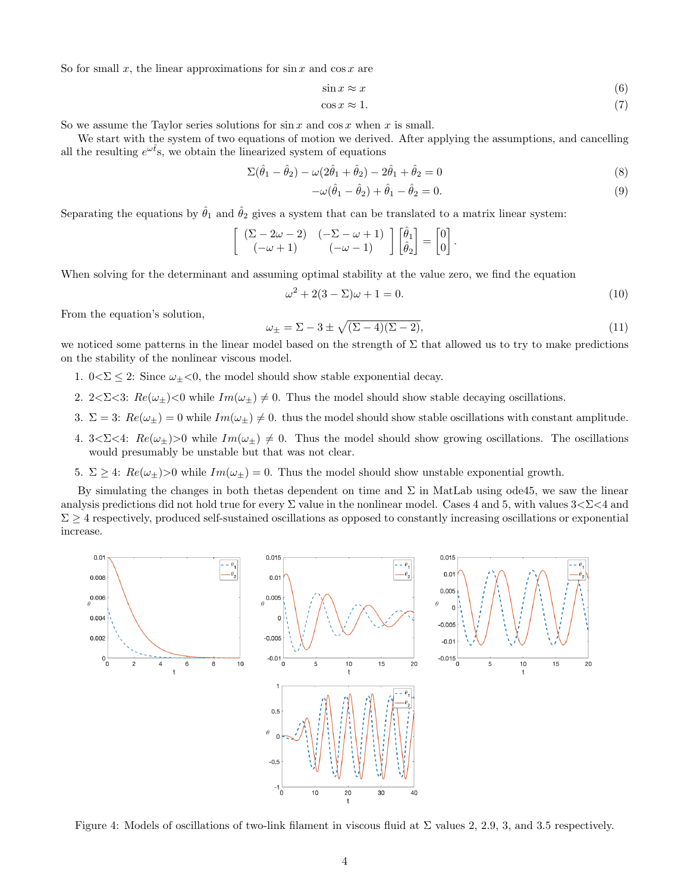So for small $x$, the linear approximations for $\sin x$ and $\cos x$ are

$$\sin x \approx x \tag{6}$$

$$\cos x \approx 1. \tag{7}$$

So we assume the Taylor series solutions for $\sin x$ and $\cos x$ when $x$ is small.

We start with the system of two equations of motion we derived. After applying the assumptions, and cancelling all the resulting $e^{\omega \hat{t}}$s, we obtain the linearized system of equations

$$\Sigma(\hat{\theta}_1 - \hat{\theta}_2) - \omega(2\hat{\theta}_1 + \hat{\theta}_2) - 2\hat{\theta}_1 + \hat{\theta}_2 = 0 \tag{8}$$

$$-\omega(\hat{\theta}_1 - \hat{\theta}_2) + \hat{\theta}_1 - \hat{\theta}_2 = 0. \tag{9}$$

Separating the equations by $\hat{\theta}_1$ and $\hat{\theta}_2$ gives a system that can be translated to a matrix linear system:

$$\begin{bmatrix} (\Sigma - 2\omega - 2) & (-\Sigma - \omega + 1) \\ (-\omega + 1) & (-\omega - 1) \end{bmatrix} \begin{bmatrix} \hat{\theta}_1 \\ \hat{\theta}_2 \end{bmatrix} = \begin{bmatrix} 0 \\ 0 \end{bmatrix}.$$

When solving for the determinant and assuming optimal stability at the value zero, we find the equation

$$\omega^2 + 2(3 - \Sigma)\omega + 1 = 0. \tag{10}$$

From the equation's solution,

$$\omega_{\pm} = \Sigma - 3 \pm \sqrt{(\Sigma - 4)(\Sigma - 2)}, \tag{11}$$

we noticed some patterns in the linear model based on the strength of $\Sigma$ that allowed us to try to make predictions on the stability of the nonlinear viscous model.

1. $0 < \Sigma \leq 2$: Since $\omega_{\pm} < 0$, the model should show stable exponential decay.
2. $2 < \Sigma < 3$: $Re(\omega_{\pm}) < 0$ while $Im(\omega_{\pm}) \neq 0$. Thus the model should show stable decaying oscillations.
3. $\Sigma = 3$: $Re(\omega_{\pm}) = 0$ while $Im(\omega_{\pm}) \neq 0$. thus the model should show stable oscillations with constant amplitude.
4. $3 < \Sigma < 4$: $Re(\omega_{\pm}) > 0$ while $Im(\omega_{\pm}) \neq 0$. Thus the model should show growing oscillations. The oscillations would presumably be unstable but that was not clear.
5. $\Sigma \geq 4$: $Re(\omega_{\pm}) > 0$ while $Im(\omega_{\pm}) = 0$. Thus the model should show unstable exponential growth.

By simulating the changes in both thetas dependent on time and $\Sigma$ in MatLab using ode45, we saw the linear analysis predictions did not hold true for every $\Sigma$ value in the nonlinear model. Cases 4 and 5, with values $3 < \Sigma < 4$ and $\Sigma \geq 4$ respectively, produced self-sustained oscillations as opposed to constantly increasing oscillations or exponential increase.

Figure 4: Models of oscillations of two-link filament in viscous fluid at $\Sigma$ values 2, 2.9, 3, and 3.5 respectively.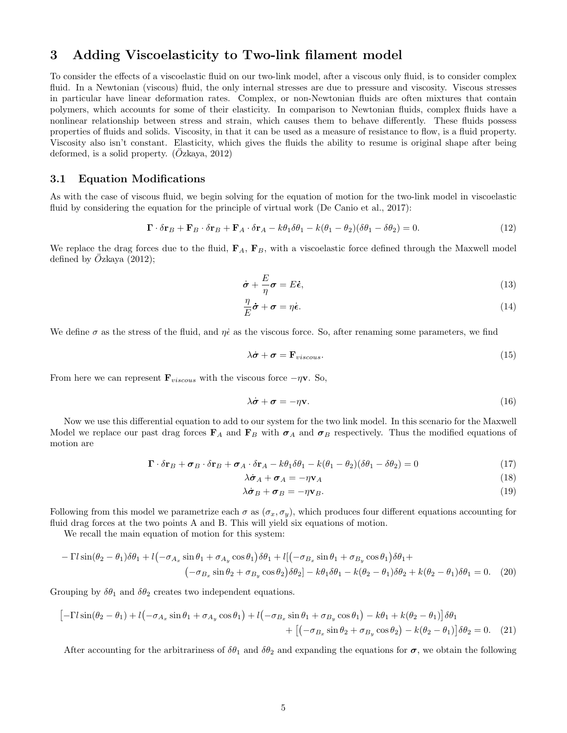# 3 Adding Viscoelasticity to Two-link filament model

To consider the effects of a viscoelastic fluid on our two-link model, after a viscous only fluid, is to consider complex fluid. In a Newtonian (viscous) fluid, the only internal stresses are due to pressure and viscosity. Viscous stresses in particular have linear deformation rates. Complex, or non-Newtonian fluids are often mixtures that contain polymers, which accounts for some of their elasticity. In comparison to Newtonian fluids, complex fluids have a nonlinear relationship between stress and strain, which causes them to behave differently. These fluids possess properties of fluids and solids. Viscosity, in that it can be used as a measure of resistance to flow, is a fluid property. Viscosity also isn't constant. Elasticity, which gives the fluids the ability to resume is original shape after being deformed, is a solid property. (Özkaya, 2012)

## 3.1 Equation Modifications

As with the case of viscous fluid, we begin solving for the equation of motion for the two-link model in viscoelastic fluid by considering the equation for the principle of virtual work (De Canio et al., 2017):

$$\mathbf{\Gamma} \cdot \delta \mathbf{r}_B + \mathbf{F}_B \cdot \delta \mathbf{r}_B + \mathbf{F}_A \cdot \delta \mathbf{r}_A - k\theta_1 \delta\theta_1 - k(\theta_1 - \theta_2)(\delta\theta_1 - \delta\theta_2) = 0. \tag{12}$$

We replace the drag forces due to the fluid, $\mathbf{F}_A$, $\mathbf{F}_B$, with a viscoelastic force defined through the Maxwell model defined by Özkaya (2012);

$$\dot{\boldsymbol{\sigma}} + \frac{E}{\eta}\boldsymbol{\sigma} = E\dot{\boldsymbol{\epsilon}}, \tag{13}$$

$$\frac{\eta}{E}\dot{\boldsymbol{\sigma}} + \boldsymbol{\sigma} = \eta\dot{\boldsymbol{\epsilon}}. \tag{14}$$

We define $\sigma$ as the stress of the fluid, and $\eta\dot{\epsilon}$ as the viscous force. So, after renaming some parameters, we find

$$\lambda\dot{\boldsymbol{\sigma}} + \boldsymbol{\sigma} = \mathbf{F}_{viscous}. \tag{15}$$

From here we can represent $\mathbf{F}_{viscous}$ with the viscous force $-\eta\mathbf{v}$. So,

$$\lambda\dot{\boldsymbol{\sigma}} + \boldsymbol{\sigma} = -\eta\mathbf{v}. \tag{16}$$

Now we use this differential equation to add to our system for the two link model. In this scenario for the Maxwell Model we replace our past drag forces $\mathbf{F}_A$ and $\mathbf{F}_B$ with $\boldsymbol{\sigma}_A$ and $\boldsymbol{\sigma}_B$ respectively. Thus the modified equations of motion are

$$\mathbf{\Gamma} \cdot \delta \mathbf{r}_B + \boldsymbol{\sigma}_B \cdot \delta \mathbf{r}_B + \boldsymbol{\sigma}_A \cdot \delta \mathbf{r}_A - k\theta_1 \delta\theta_1 - k(\theta_1 - \theta_2)(\delta\theta_1 - \delta\theta_2) = 0 \tag{17}$$

$$\lambda\dot{\boldsymbol{\sigma}}_A + \boldsymbol{\sigma}_A = -\eta\mathbf{v}_A \tag{18}$$

$$\lambda\dot{\boldsymbol{\sigma}}_B + \boldsymbol{\sigma}_B = -\eta\mathbf{v}_B. \tag{19}$$

Following from this model we parametrize each $\sigma$ as $(\sigma_x, \sigma_y)$, which produces four different equations accounting for fluid drag forces at the two points A and B. This will yield six equations of motion.

We recall the main equation of motion for this system:

$$\begin{aligned} -\Gamma l \sin(\theta_2 - \theta_1)\delta\theta_1 + l\big(-\sigma_{A_x}\sin\theta_1 + \sigma_{A_y}\cos\theta_1\big)\delta\theta_1 + l\big[\big(-\sigma_{B_x}\sin\theta_1 + \sigma_{B_y}\cos\theta_1\big)\delta\theta_1 + \\ \big(-\sigma_{B_x}\sin\theta_2 + \sigma_{B_y}\cos\theta_2\big)\delta\theta_2\big] - k\theta_1\delta\theta_1 - k(\theta_2 - \theta_1)\delta\theta_2 + k(\theta_2 - \theta_1)\delta\theta_1 = 0. \end{aligned} \tag{20}$$

Grouping by $\delta\theta_1$ and $\delta\theta_2$ creates two independent equations.

$$\begin{aligned} \big[-\Gamma l \sin(\theta_2 - \theta_1) + l\big(-\sigma_{A_x}\sin\theta_1 + \sigma_{A_y}\cos\theta_1\big) + l\big(-\sigma_{B_x}\sin\theta_1 + \sigma_{B_y}\cos\theta_1\big) - k\theta_1 + k(\theta_2 - \theta_1)\big]\delta\theta_1 \\ + \big[\big(-\sigma_{B_x}\sin\theta_2 + \sigma_{B_y}\cos\theta_2\big) - k(\theta_2 - \theta_1)\big]\delta\theta_2 = 0. \end{aligned} \tag{21}$$

After accounting for the arbitrariness of $\delta\theta_1$ and $\delta\theta_2$ and expanding the equations for $\boldsymbol{\sigma}$, we obtain the following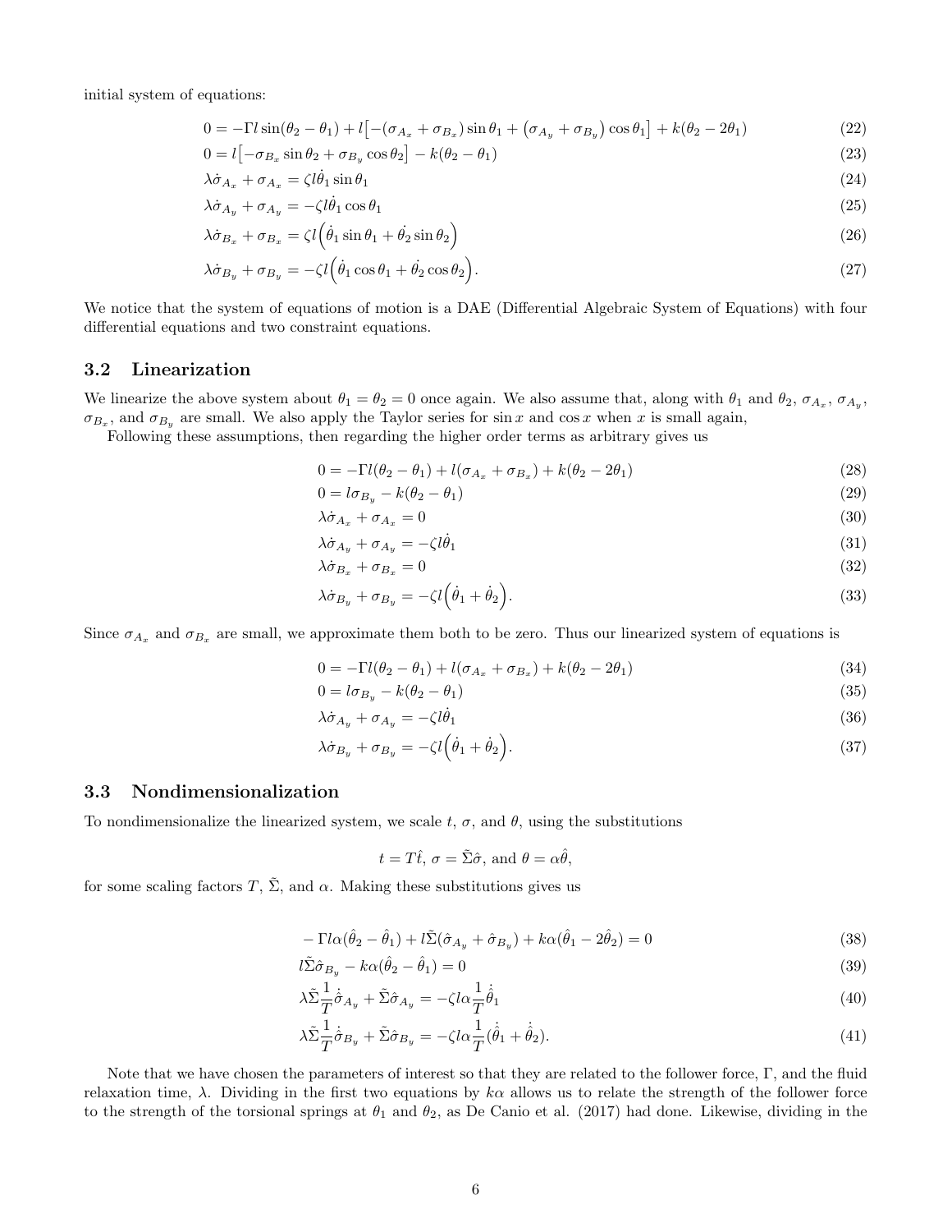initial system of equations:

$$0 = -\Gamma l \sin(\theta_2 - \theta_1) + l\big[-(\sigma_{A_x} + \sigma_{B_x})\sin\theta_1 + \big(\sigma_{A_y} + \sigma_{B_y}\big)\cos\theta_1\big] + k(\theta_2 - 2\theta_1) \tag{22}$$

$$0 = l\big[-\sigma_{B_x}\sin\theta_2 + \sigma_{B_y}\cos\theta_2\big] - k(\theta_2 - \theta_1) \tag{23}$$

$$\lambda\dot{\sigma}_{A_x} + \sigma_{A_x} = \zeta l \dot{\theta}_1 \sin\theta_1 \tag{24}$$

$$\lambda\dot{\sigma}_{A_y} + \sigma_{A_y} = -\zeta l \dot{\theta}_1 \cos\theta_1 \tag{25}$$

$$\lambda\dot{\sigma}_{B_x} + \sigma_{B_x} = \zeta l\Big(\dot{\theta}_1\sin\theta_1 + \dot{\theta}_2\sin\theta_2\Big) \tag{26}$$

$$\lambda\dot{\sigma}_{B_y} + \sigma_{B_y} = -\zeta l\Big(\dot{\theta}_1\cos\theta_1 + \dot{\theta}_2\cos\theta_2\Big). \tag{27}$$

We notice that the system of equations of motion is a DAE (Differential Algebraic System of Equations) with four differential equations and two constraint equations.

### 3.2 Linearization

We linearize the above system about $\theta_1 = \theta_2 = 0$ once again. We also assume that, along with $\theta_1$ and $\theta_2$, $\sigma_{A_x}$, $\sigma_{A_y}$, $\sigma_{B_x}$, and $\sigma_{B_y}$ are small. We also apply the Taylor series for $\sin x$ and $\cos x$ when $x$ is small again,

Following these assumptions, then regarding the higher order terms as arbitrary gives us

$$0 = -\Gamma l(\theta_2 - \theta_1) + l(\sigma_{A_x} + \sigma_{B_x}) + k(\theta_2 - 2\theta_1) \tag{28}$$

$$0 = l\sigma_{B_y} - k(\theta_2 - \theta_1) \tag{29}$$

$$\lambda\dot{\sigma}_{A_x} + \sigma_{A_x} = 0 \tag{30}$$

$$\lambda\dot{\sigma}_{A_y} + \sigma_{A_y} = -\zeta l\dot{\theta}_1 \tag{31}$$

$$\lambda\dot{\sigma}_{B_x} + \sigma_{B_x} = 0 \tag{32}$$

$$\lambda\dot{\sigma}_{B_y} + \sigma_{B_y} = -\zeta l\Big(\dot{\theta}_1 + \dot{\theta}_2\Big). \tag{33}$$

Since $\sigma_{A_x}$ and $\sigma_{B_x}$ are small, we approximate them both to be zero. Thus our linearized system of equations is

$$0 = -\Gamma l(\theta_2 - \theta_1) + l(\sigma_{A_x} + \sigma_{B_x}) + k(\theta_2 - 2\theta_1) \tag{34}$$

$$0 = l\sigma_{B_y} - k(\theta_2 - \theta_1) \tag{35}$$

$$\lambda\dot{\sigma}_{A_y} + \sigma_{A_y} = -\zeta l\dot{\theta}_1 \tag{36}$$

$$\lambda\dot{\sigma}_{B_y} + \sigma_{B_y} = -\zeta l\Big(\dot{\theta}_1 + \dot{\theta}_2\Big). \tag{37}$$

### 3.3 Nondimensionalization

To nondimensionalize the linearized system, we scale $t$, $\sigma$, and $\theta$, using the substitutions

$$t = T\hat{t},\ \sigma = \tilde{\Sigma}\hat{\sigma},\text{ and } \theta = \alpha\hat{\theta},$$

for some scaling factors $T$, $\tilde{\Sigma}$, and $\alpha$. Making these substitutions gives us

$$-\Gamma l\alpha(\hat{\theta}_2 - \hat{\theta}_1) + l\tilde{\Sigma}(\hat{\sigma}_{A_y} + \hat{\sigma}_{B_y}) + k\alpha(\hat{\theta}_1 - 2\hat{\theta}_2) = 0 \tag{38}$$

$$l\tilde{\Sigma}\hat{\sigma}_{B_y} - k\alpha(\hat{\theta}_2 - \hat{\theta}_1) = 0 \tag{39}$$

$$\lambda\tilde{\Sigma}\frac{1}{T}\dot{\hat{\sigma}}_{A_y} + \tilde{\Sigma}\hat{\sigma}_{A_y} = -\zeta l\alpha\frac{1}{T}\dot{\hat{\theta}}_1 \tag{40}$$

$$\lambda\tilde{\Sigma}\frac{1}{T}\dot{\hat{\sigma}}_{B_y} + \tilde{\Sigma}\hat{\sigma}_{B_y} = -\zeta l\alpha\frac{1}{T}(\dot{\hat{\theta}}_1 + \dot{\hat{\theta}}_2). \tag{41}$$

Note that we have chosen the parameters of interest so that they are related to the follower force, $\Gamma$, and the fluid relaxation time, $\lambda$. Dividing in the first two equations by $k\alpha$ allows us to relate the strength of the follower force to the strength of the torsional springs at $\theta_1$ and $\theta_2$, as De Canio et al. (2017) had done. Likewise, dividing in the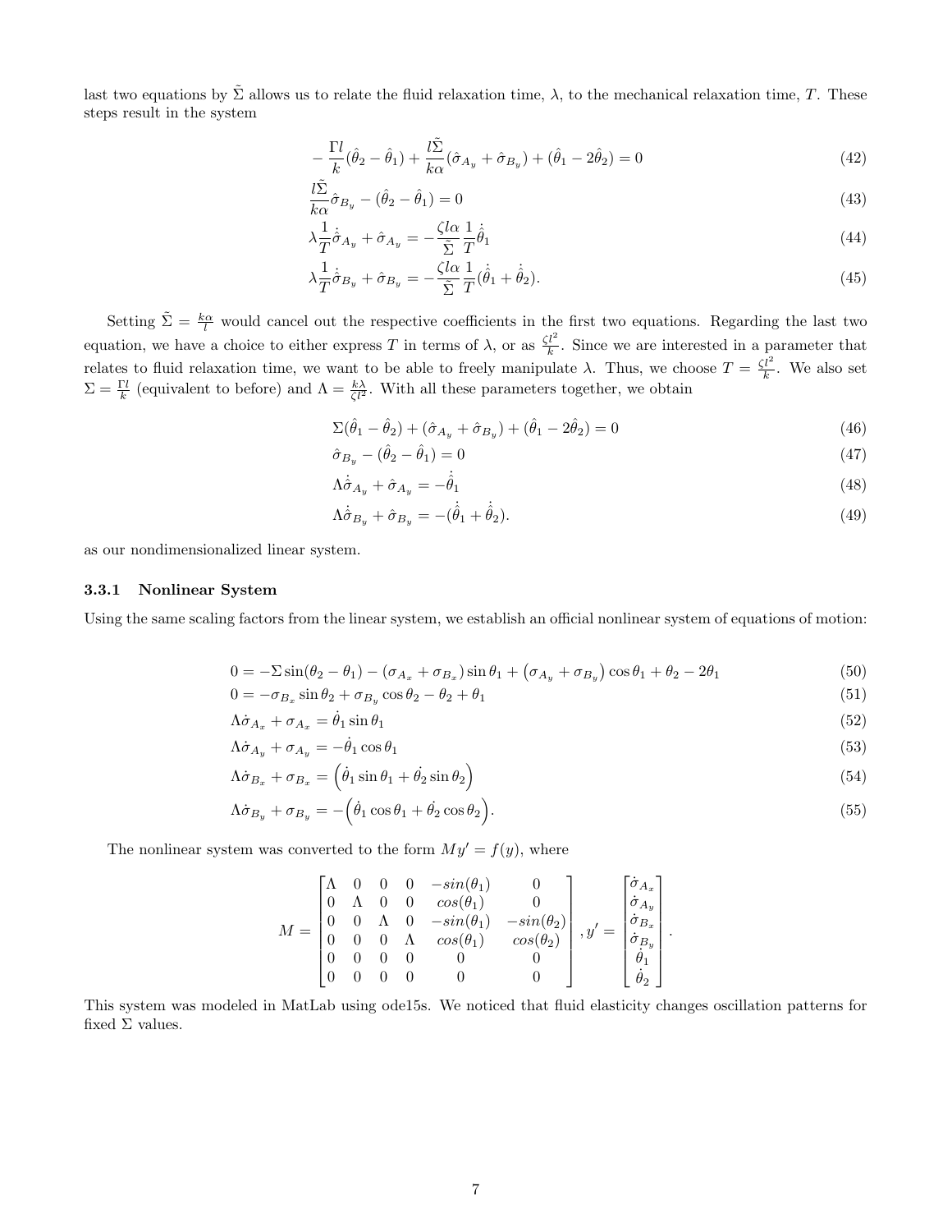last two equations by $\tilde{\Sigma}$ allows us to relate the fluid relaxation time, $\lambda$, to the mechanical relaxation time, $T$. These steps result in the system

$$-\frac{\Gamma l}{k}(\hat{\theta}_2 - \hat{\theta}_1) + \frac{l\tilde{\Sigma}}{k\alpha}(\hat{\sigma}_{A_y} + \hat{\sigma}_{B_y}) + (\hat{\theta}_1 - 2\hat{\theta}_2) = 0 \tag{42}$$

$$\frac{l\tilde{\Sigma}}{k\alpha}\hat{\sigma}_{B_y} - (\hat{\theta}_2 - \hat{\theta}_1) = 0 \tag{43}$$

$$\lambda\frac{1}{T}\dot{\hat{\sigma}}_{A_y} + \hat{\sigma}_{A_y} = -\frac{\zeta l\alpha}{\tilde{\Sigma}}\frac{1}{T}\dot{\hat{\theta}}_1 \tag{44}$$

$$\lambda\frac{1}{T}\dot{\hat{\sigma}}_{B_y} + \hat{\sigma}_{B_y} = -\frac{\zeta l\alpha}{\tilde{\Sigma}}\frac{1}{T}(\dot{\hat{\theta}}_1 + \dot{\hat{\theta}}_2). \tag{45}$$

Setting $\tilde{\Sigma} = \frac{k\alpha}{l}$ would cancel out the respective coefficients in the first two equations. Regarding the last two equation, we have a choice to either express $T$ in terms of $\lambda$, or as $\frac{\zeta l^2}{k}$. Since we are interested in a parameter that relates to fluid relaxation time, we want to be able to freely manipulate $\lambda$. Thus, we choose $T = \frac{\zeta l^2}{k}$. We also set $\Sigma = \frac{\Gamma l}{k}$ (equivalent to before) and $\Lambda = \frac{k\lambda}{\zeta l^2}$. With all these parameters together, we obtain

$$\Sigma(\hat{\theta}_1 - \hat{\theta}_2) + (\hat{\sigma}_{A_y} + \hat{\sigma}_{B_y}) + (\hat{\theta}_1 - 2\hat{\theta}_2) = 0 \tag{46}$$

$$\hat{\sigma}_{B_y} - (\hat{\theta}_2 - \hat{\theta}_1) = 0 \tag{47}$$

$$\Lambda\dot{\hat{\sigma}}_{A_y} + \hat{\sigma}_{A_y} = -\dot{\hat{\theta}}_1 \tag{48}$$

$$\Lambda\dot{\hat{\sigma}}_{B_y} + \hat{\sigma}_{B_y} = -(\dot{\hat{\theta}}_1 + \dot{\hat{\theta}}_2). \tag{49}$$

as our nondimensionalized linear system.

### 3.3.1 Nonlinear System

Using the same scaling factors from the linear system, we establish an official nonlinear system of equations of motion:

$$0 = -\Sigma\sin(\theta_2 - \theta_1) - (\sigma_{A_x} + \sigma_{B_x})\sin\theta_1 + \left(\sigma_{A_y} + \sigma_{B_y}\right)\cos\theta_1 + \theta_2 - 2\theta_1 \tag{50}$$

$$0 = -\sigma_{B_x}\sin\theta_2 + \sigma_{B_y}\cos\theta_2 - \theta_2 + \theta_1 \tag{51}$$

$$\Lambda\dot{\sigma}_{A_x} + \sigma_{A_x} = \dot{\theta}_1\sin\theta_1 \tag{52}$$

$$\Lambda\dot{\sigma}_{A_y} + \sigma_{A_y} = -\dot{\theta}_1\cos\theta_1 \tag{53}$$

$$\Lambda\dot{\sigma}_{B_x} + \sigma_{B_x} = \left(\dot{\theta}_1\sin\theta_1 + \dot{\theta}_2\sin\theta_2\right) \tag{54}$$

$$\Lambda\dot{\sigma}_{B_y} + \sigma_{B_y} = -\left(\dot{\theta}_1\cos\theta_1 + \dot{\theta}_2\cos\theta_2\right). \tag{55}$$

The nonlinear system was converted to the form $My' = f(y)$, where

$$M = \begin{bmatrix} \Lambda & 0 & 0 & 0 & -sin(\theta_1) & 0 \\ 0 & \Lambda & 0 & 0 & cos(\theta_1) & 0 \\ 0 & 0 & \Lambda & 0 & -sin(\theta_1) & -sin(\theta_2) \\ 0 & 0 & 0 & \Lambda & cos(\theta_1) & cos(\theta_2) \\ 0 & 0 & 0 & 0 & 0 & 0 \\ 0 & 0 & 0 & 0 & 0 & 0 \end{bmatrix}, y' = \begin{bmatrix} \dot{\sigma}_{A_x} \\ \dot{\sigma}_{A_y} \\ \dot{\sigma}_{B_x} \\ \dot{\sigma}_{B_y} \\ \dot{\theta}_1 \\ \dot{\theta}_2 \end{bmatrix}.$$

This system was modeled in MatLab using ode15s. We noticed that fluid elasticity changes oscillation patterns for fixed $\Sigma$ values.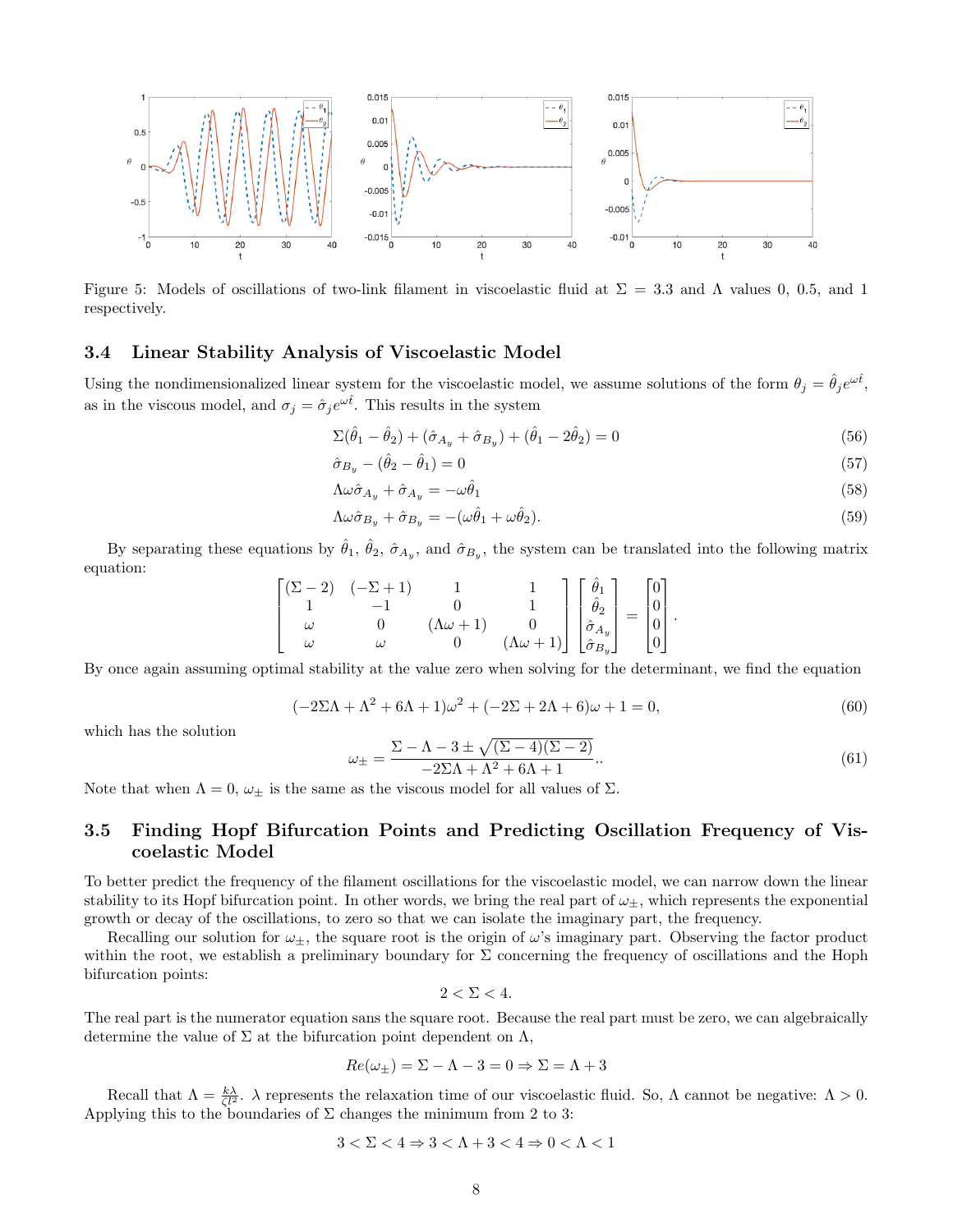Figure 5: Models of oscillations of two-link filament in viscoelastic fluid at $\Sigma = 3.3$ and $\Lambda$ values 0, 0.5, and 1 respectively.

### 3.4 Linear Stability Analysis of Viscoelastic Model

Using the nondimensionalized linear system for the viscoelastic model, we assume solutions of the form $\theta_j = \hat{\theta}_j e^{\omega \hat{t}}$, as in the viscous model, and $\sigma_j = \hat{\sigma}_j e^{\omega \hat{t}}$. This results in the system

$$\Sigma(\hat{\theta}_1 - \hat{\theta}_2) + (\hat{\sigma}_{A_y} + \hat{\sigma}_{B_y}) + (\hat{\theta}_1 - 2\hat{\theta}_2) = 0 \tag{56}$$

$$\hat{\sigma}_{B_y} - (\hat{\theta}_2 - \hat{\theta}_1) = 0 \tag{57}$$

$$\Lambda\omega\hat{\sigma}_{A_y} + \hat{\sigma}_{A_y} = -\omega\hat{\theta}_1 \tag{58}$$

$$\Lambda\omega\hat{\sigma}_{B_y} + \hat{\sigma}_{B_y} = -(\omega\hat{\theta}_1 + \omega\hat{\theta}_2). \tag{59}$$

By separating these equations by $\hat{\theta}_1$, $\hat{\theta}_2$, $\hat{\sigma}_{A_y}$, and $\hat{\sigma}_{B_y}$, the system can be translated into the following matrix equation:

$$\begin{bmatrix} (\Sigma - 2) & (-\Sigma + 1) & 1 & 1 \\ 1 & -1 & 0 & 1 \\ \omega & 0 & (\Lambda\omega + 1) & 0 \\ \omega & \omega & 0 & (\Lambda\omega + 1) \end{bmatrix} \begin{bmatrix} \hat{\theta}_1 \\ \hat{\theta}_2 \\ \hat{\sigma}_{A_y} \\ \hat{\sigma}_{B_y} \end{bmatrix} = \begin{bmatrix} 0 \\ 0 \\ 0 \\ 0 \end{bmatrix}.$$

By once again assuming optimal stability at the value zero when solving for the determinant, we find the equation

$$(-2\Sigma\Lambda + \Lambda^2 + 6\Lambda + 1)\omega^2 + (-2\Sigma + 2\Lambda + 6)\omega + 1 = 0, \tag{60}$$

which has the solution

$$\omega_{\pm} = \frac{\Sigma - \Lambda - 3 \pm \sqrt{(\Sigma - 4)(\Sigma - 2)}}{-2\Sigma\Lambda + \Lambda^2 + 6\Lambda + 1}.. \tag{61}$$

Note that when $\Lambda = 0$, $\omega_{\pm}$ is the same as the viscous model for all values of $\Sigma$.

### 3.5 Finding Hopf Bifurcation Points and Predicting Oscillation Frequency of Viscoelastic Model

To better predict the frequency of the filament oscillations for the viscoelastic model, we can narrow down the linear stability to its Hopf bifurcation point. In other words, we bring the real part of $\omega_{\pm}$, which represents the exponential growth or decay of the oscillations, to zero so that we can isolate the imaginary part, the frequency.

Recalling our solution for $\omega_{\pm}$, the square root is the origin of $\omega$'s imaginary part. Observing the factor product within the root, we establish a preliminary boundary for $\Sigma$ concerning the frequency of oscillations and the Hoph bifurcation points:

$$2 < \Sigma < 4.$$

The real part is the numerator equation sans the square root. Because the real part must be zero, we can algebraically determine the value of $\Sigma$ at the bifurcation point dependent on $\Lambda$,

$$Re(\omega_{\pm}) = \Sigma - \Lambda - 3 = 0 \Rightarrow \Sigma = \Lambda + 3$$

Recall that $\Lambda = \frac{k\lambda}{\zeta l^2}$. $\lambda$ represents the relaxation time of our viscoelastic fluid. So, $\Lambda$ cannot be negative: $\Lambda > 0$. Applying this to the boundaries of $\Sigma$ changes the minimum from 2 to 3:

$$3 < \Sigma < 4 \Rightarrow 3 < \Lambda + 3 < 4 \Rightarrow 0 < \Lambda < 1$$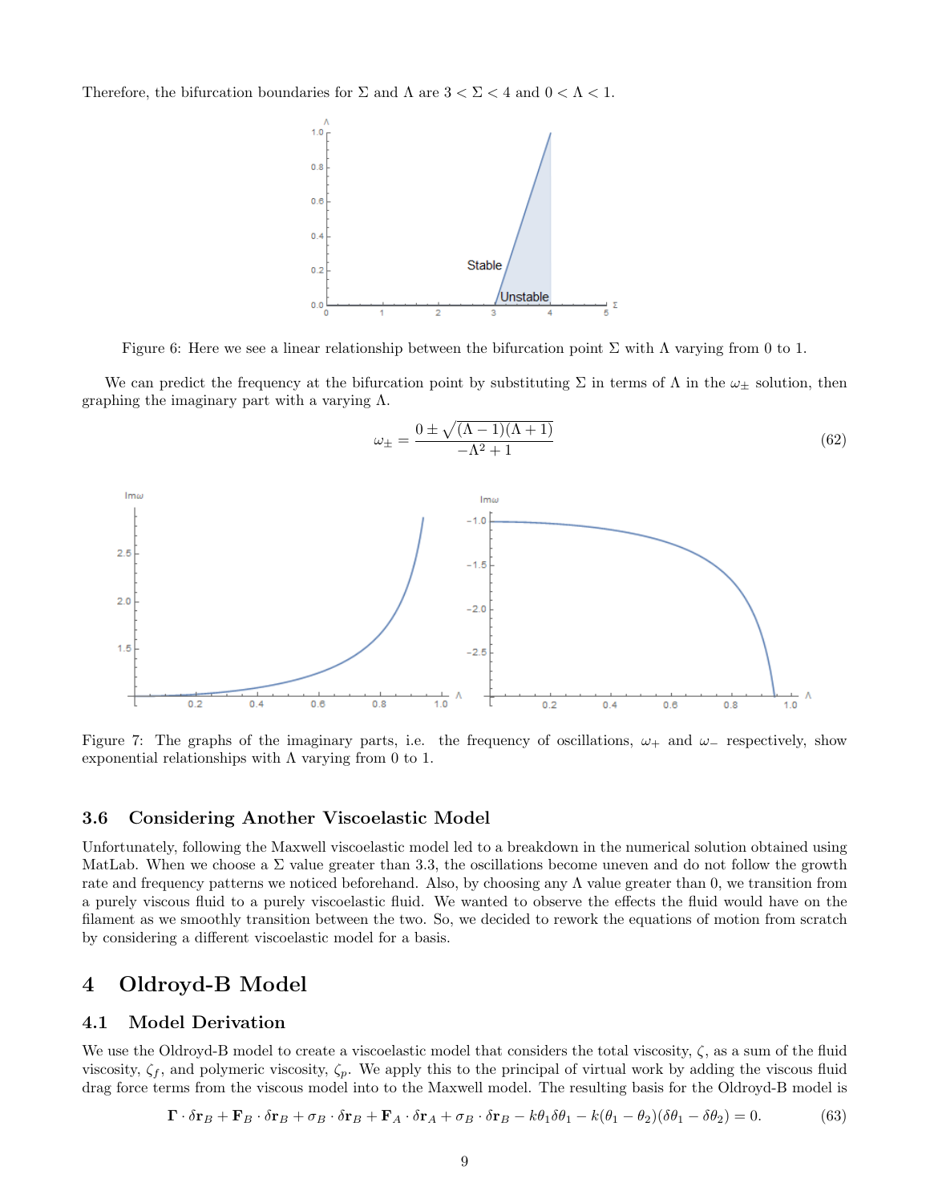Therefore, the bifurcation boundaries for $\Sigma$ and $\Lambda$ are $3 < \Sigma < 4$ and $0 < \Lambda < 1$.

Figure 6: Here we see a linear relationship between the bifurcation point $\Sigma$ with $\Lambda$ varying from 0 to 1.

We can predict the frequency at the bifurcation point by substituting $\Sigma$ in terms of $\Lambda$ in the $\omega_\pm$ solution, then graphing the imaginary part with a varying $\Lambda$.

$$\omega_\pm = \frac{0 \pm \sqrt{(\Lambda - 1)(\Lambda + 1)}}{-\Lambda^2 + 1} \tag{62}$$

Figure 7: The graphs of the imaginary parts, i.e. the frequency of oscillations, $\omega_+$ and $\omega_-$ respectively, show exponential relationships with $\Lambda$ varying from 0 to 1.

### 3.6 Considering Another Viscoelastic Model

Unfortunately, following the Maxwell viscoelastic model led to a breakdown in the numerical solution obtained using MatLab. When we choose a $\Sigma$ value greater than 3.3, the oscillations become uneven and do not follow the growth rate and frequency patterns we noticed beforehand. Also, by choosing any $\Lambda$ value greater than 0, we transition from a purely viscous fluid to a purely viscoelastic fluid. We wanted to observe the effects the fluid would have on the filament as we smoothly transition between the two. So, we decided to rework the equations of motion from scratch by considering a different viscoelastic model for a basis.

## 4 Oldroyd-B Model

### 4.1 Model Derivation

We use the Oldroyd-B model to create a viscoelastic model that considers the total viscosity, $\zeta$, as a sum of the fluid viscosity, $\zeta_f$, and polymeric viscosity, $\zeta_p$. We apply this to the principal of virtual work by adding the viscous fluid drag force terms from the viscous model into to the Maxwell model. The resulting basis for the Oldroyd-B model is

$$\mathbf{\Gamma} \cdot \delta\mathbf{r}_B + \mathbf{F}_B \cdot \delta\mathbf{r}_B + \sigma_B \cdot \delta\mathbf{r}_B + \mathbf{F}_A \cdot \delta\mathbf{r}_A + \sigma_B \cdot \delta\mathbf{r}_B - k\theta_1\delta\theta_1 - k(\theta_1 - \theta_2)(\delta\theta_1 - \delta\theta_2) = 0. \tag{63}$$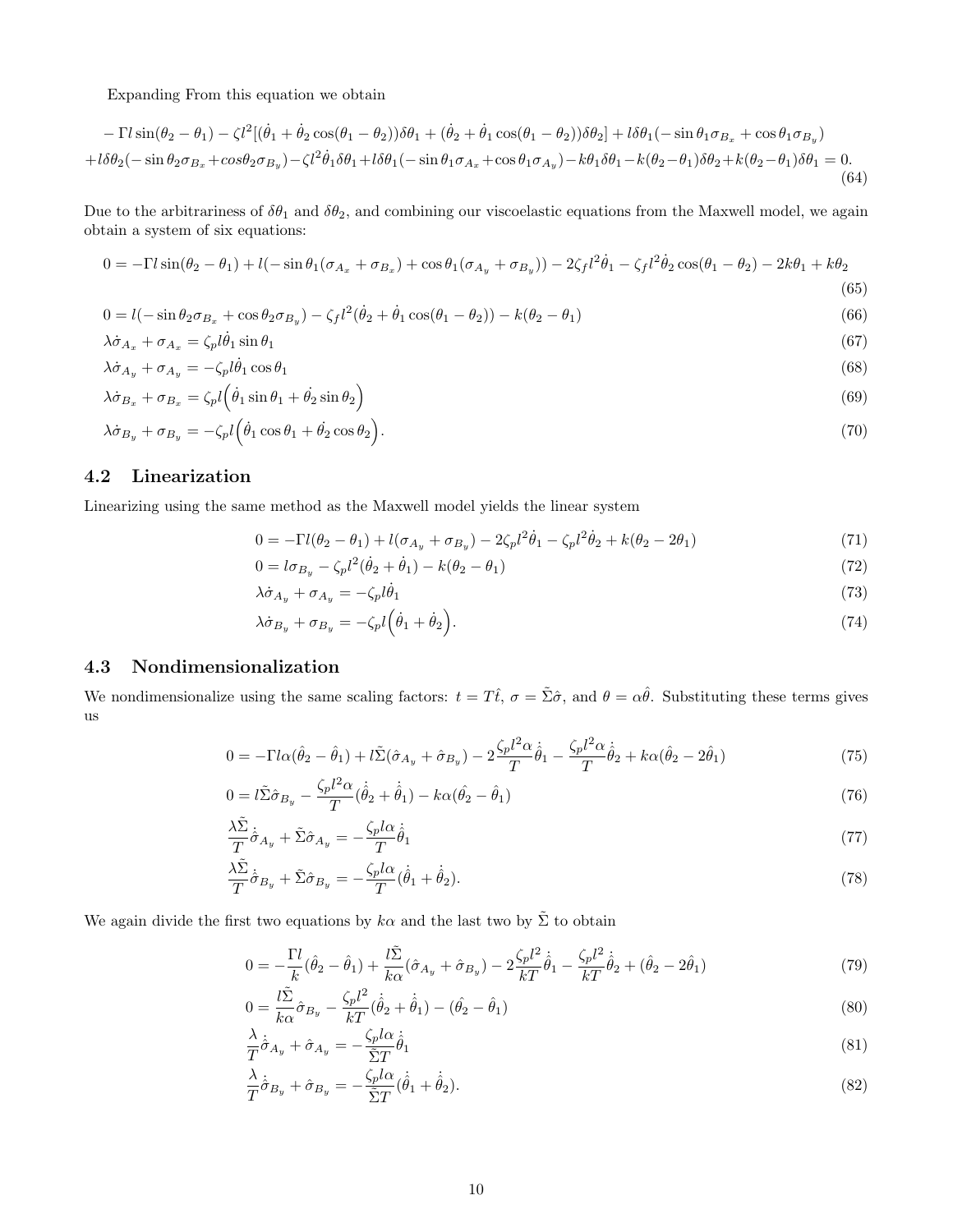Expanding From this equation we obtain

$$
\begin{aligned}
&-\Gamma l \sin(\theta_2-\theta_1) - \zeta l^2[(\dot{\theta}_1+\dot{\theta}_2\cos(\theta_1-\theta_2))\delta\theta_1 + (\dot{\theta}_2+\dot{\theta}_1\cos(\theta_1-\theta_2))\delta\theta_2] + l\delta\theta_1(-\sin\theta_1\sigma_{B_x}+\cos\theta_1\sigma_{B_y}) \\
&+l\delta\theta_2(-\sin\theta_2\sigma_{B_x}+cos\theta_2\sigma_{B_y}) - \zeta l^2\dot{\theta}_1\delta\theta_1 + l\delta\theta_1(-\sin\theta_1\sigma_{A_x}+\cos\theta_1\sigma_{A_y}) - k\theta_1\delta\theta_1 - k(\theta_2-\theta_1)\delta\theta_2 + k(\theta_2-\theta_1)\delta\theta_1 = 0.
\end{aligned} \tag{64}
$$

Due to the arbitrariness of $\delta\theta_1$ and $\delta\theta_2$, and combining our viscoelastic equations from the Maxwell model, we again obtain a system of six equations:

$$
0 = -\Gamma l \sin(\theta_2-\theta_1) + l(-\sin\theta_1(\sigma_{A_x}+\sigma_{B_x}) + \cos\theta_1(\sigma_{A_y}+\sigma_{B_y})) - 2\zeta_f l^2\dot{\theta}_1 - \zeta_f l^2\dot{\theta}_2\cos(\theta_1-\theta_2) - 2k\theta_1 + k\theta_2 \tag{65}
$$

$$
0 = l(-\sin\theta_2\sigma_{B_x}+\cos\theta_2\sigma_{B_y}) - \zeta_f l^2(\dot{\theta}_2+\dot{\theta}_1\cos(\theta_1-\theta_2)) - k(\theta_2-\theta_1) \tag{66}
$$

$$
\lambda\dot{\sigma}_{A_x} + \sigma_{A_x} = \zeta_p l\dot{\theta}_1\sin\theta_1 \tag{67}
$$

$$
\lambda\dot{\sigma}_{A_y} + \sigma_{A_y} = -\zeta_p l\dot{\theta}_1\cos\theta_1 \tag{68}
$$

$$
\lambda\dot{\sigma}_{B_x} + \sigma_{B_x} = \zeta_p l\Big(\dot{\theta}_1\sin\theta_1 + \dot{\theta}_2\sin\theta_2\Big) \tag{69}
$$

$$
\lambda\dot{\sigma}_{B_y} + \sigma_{B_y} = -\zeta_p l\Big(\dot{\theta}_1\cos\theta_1 + \dot{\theta}_2\cos\theta_2\Big). \tag{70}
$$

## 4.2 Linearization

Linearizing using the same method as the Maxwell model yields the linear system

$$
0 = -\Gamma l(\theta_2-\theta_1) + l(\sigma_{A_y}+\sigma_{B_y}) - 2\zeta_p l^2\dot{\theta}_1 - \zeta_p l^2\dot{\theta}_2 + k(\theta_2-2\theta_1) \tag{71}
$$

$$
0 = l\sigma_{B_y} - \zeta_p l^2(\dot{\theta}_2+\dot{\theta}_1) - k(\theta_2-\theta_1) \tag{72}
$$

$$
\lambda\dot{\sigma}_{A_y} + \sigma_{A_y} = -\zeta_p l\dot{\theta}_1 \tag{73}
$$

$$
\lambda\dot{\sigma}_{B_y} + \sigma_{B_y} = -\zeta_p l\Big(\dot{\theta}_1+\dot{\theta}_2\Big). \tag{74}
$$

## 4.3 Nondimensionalization

We nondimensionalize using the same scaling factors: $t = T\hat{t}$, $\sigma = \tilde{\Sigma}\hat{\sigma}$, and $\theta = \alpha\hat{\theta}$. Substituting these terms gives us

$$
0 = -\Gamma l\alpha(\hat{\theta}_2-\hat{\theta}_1) + l\tilde{\Sigma}(\hat{\sigma}_{A_y}+\hat{\sigma}_{B_y}) - 2\frac{\zeta_p l^2\alpha}{T}\dot{\hat{\theta}}_1 - \frac{\zeta_p l^2\alpha}{T}\dot{\hat{\theta}}_2 + k\alpha(\hat{\theta}_2-2\hat{\theta}_1) \tag{75}
$$

$$
0 = l\tilde{\Sigma}\hat{\sigma}_{B_y} - \frac{\zeta_p l^2\alpha}{T}(\dot{\hat{\theta}}_2+\dot{\hat{\theta}}_1) - k\alpha(\hat{\theta}_2-\hat{\theta}_1) \tag{76}
$$

$$
\frac{\lambda\tilde{\Sigma}}{T}\dot{\hat{\sigma}}_{A_y} + \tilde{\Sigma}\hat{\sigma}_{A_y} = -\frac{\zeta_p l\alpha}{T}\dot{\hat{\theta}}_1 \tag{77}
$$

$$
\frac{\lambda\tilde{\Sigma}}{T}\dot{\hat{\sigma}}_{B_y} + \tilde{\Sigma}\hat{\sigma}_{B_y} = -\frac{\zeta_p l\alpha}{T}(\dot{\hat{\theta}}_1+\dot{\hat{\theta}}_2). \tag{78}
$$

We again divide the first two equations by $k\alpha$ and the last two by $\tilde{\Sigma}$ to obtain

$$
0 = -\frac{\Gamma l}{k}(\hat{\theta}_2-\hat{\theta}_1) + \frac{l\tilde{\Sigma}}{k\alpha}(\hat{\sigma}_{A_y}+\hat{\sigma}_{B_y}) - 2\frac{\zeta_p l^2}{kT}\dot{\hat{\theta}}_1 - \frac{\zeta_p l^2}{kT}\dot{\hat{\theta}}_2 + (\hat{\theta}_2-2\hat{\theta}_1) \tag{79}
$$

$$
0 = \frac{l\tilde{\Sigma}}{k\alpha}\hat{\sigma}_{B_y} - \frac{\zeta_p l^2}{kT}(\dot{\hat{\theta}}_2+\dot{\hat{\theta}}_1) - (\hat{\theta}_2-\hat{\theta}_1) \tag{80}
$$

$$
\frac{\lambda}{T}\dot{\hat{\sigma}}_{A_y} + \hat{\sigma}_{A_y} = -\frac{\zeta_p l\alpha}{\tilde{\Sigma}T}\dot{\hat{\theta}}_1 \tag{81}
$$

$$
\frac{\lambda}{T}\dot{\hat{\sigma}}_{B_y} + \hat{\sigma}_{B_y} = -\frac{\zeta_p l\alpha}{\tilde{\Sigma}T}(\dot{\hat{\theta}}_1+\dot{\hat{\theta}}_2). \tag{82}
$$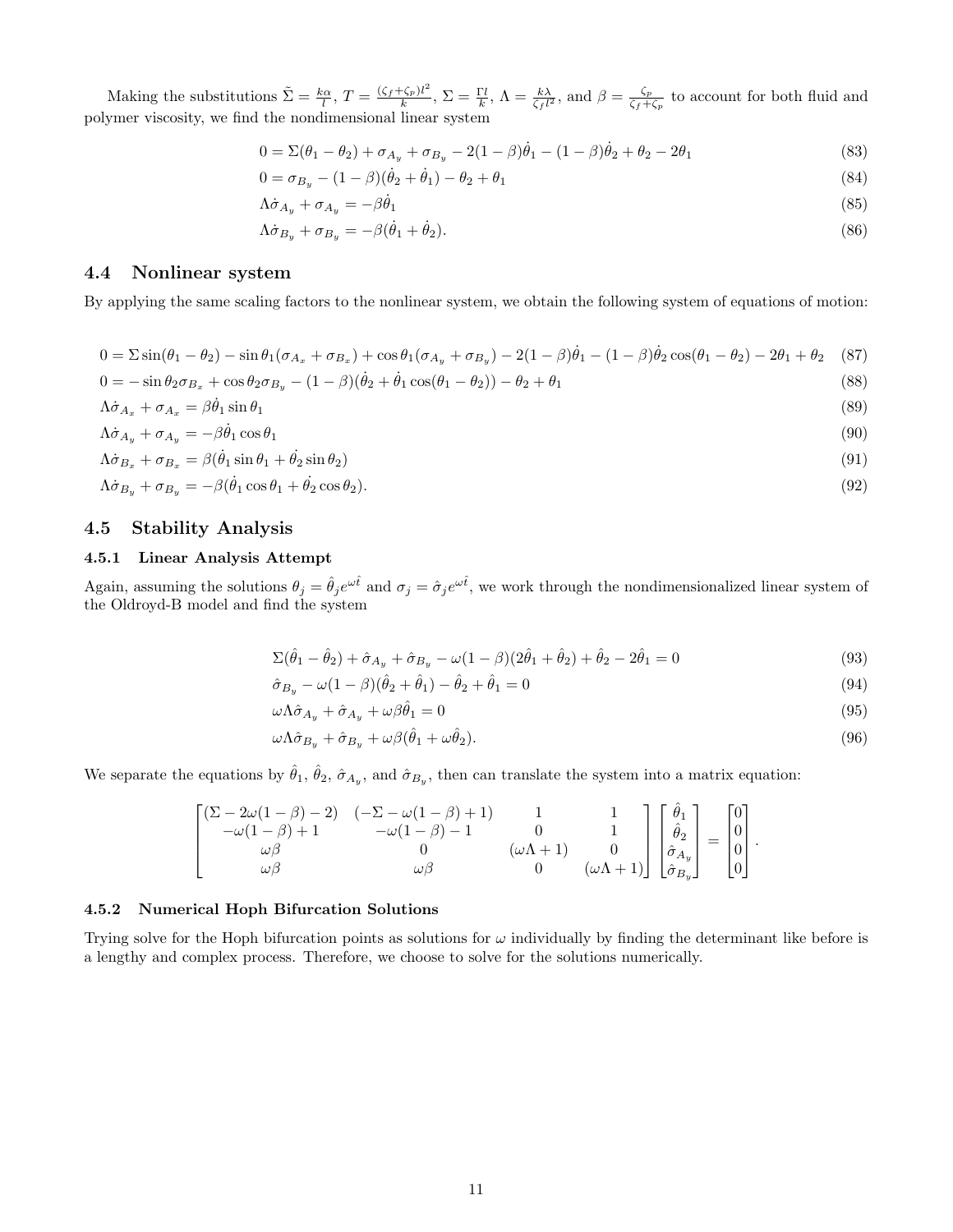Making the substitutions $\tilde{\Sigma} = \frac{k\alpha}{l}$, $T = \frac{(\zeta_f + \zeta_p)l^2}{k}$, $\Sigma = \frac{\Gamma l}{k}$, $\Lambda = \frac{k\lambda}{\zeta_f l^2}$, and $\beta = \frac{\zeta_p}{\zeta_f + \zeta_p}$ to account for both fluid and polymer viscosity, we find the nondimensional linear system

$$0 = \Sigma(\theta_1 - \theta_2) + \sigma_{A_y} + \sigma_{B_y} - 2(1-\beta)\dot{\theta}_1 - (1-\beta)\dot{\theta}_2 + \theta_2 - 2\theta_1 \tag{83}$$

$$0 = \sigma_{B_y} - (1-\beta)(\dot{\theta}_2 + \dot{\theta}_1) - \theta_2 + \theta_1 \tag{84}$$

$$\Lambda\dot{\sigma}_{A_y} + \sigma_{A_y} = -\beta\dot{\theta}_1 \tag{85}$$

$$\Lambda\dot{\sigma}_{B_y} + \sigma_{B_y} = -\beta(\dot{\theta}_1 + \dot{\theta}_2). \tag{86}$$

## 4.4 Nonlinear system

By applying the same scaling factors to the nonlinear system, we obtain the following system of equations of motion:

$$0 = \Sigma\sin(\theta_1 - \theta_2) - \sin\theta_1(\sigma_{A_x} + \sigma_{B_x}) + \cos\theta_1(\sigma_{A_y} + \sigma_{B_y}) - 2(1-\beta)\dot{\theta}_1 - (1-\beta)\dot{\theta}_2\cos(\theta_1 - \theta_2) - 2\theta_1 + \theta_2 \tag{87}$$

$$0 = -\sin\theta_2\sigma_{B_x} + \cos\theta_2\sigma_{B_y} - (1-\beta)(\dot{\theta}_2 + \dot{\theta}_1\cos(\theta_1 - \theta_2)) - \theta_2 + \theta_1 \tag{88}$$

$$\Lambda\dot{\sigma}_{A_x} + \sigma_{A_x} = \beta\dot{\theta}_1\sin\theta_1 \tag{89}$$

$$\Lambda\dot{\sigma}_{A_y} + \sigma_{A_y} = -\beta\dot{\theta}_1\cos\theta_1 \tag{90}$$

$$\Lambda\dot{\sigma}_{B_x} + \sigma_{B_x} = \beta(\dot{\theta}_1\sin\theta_1 + \dot{\theta}_2\sin\theta_2) \tag{91}$$

$$\Lambda\dot{\sigma}_{B_y} + \sigma_{B_y} = -\beta(\dot{\theta}_1\cos\theta_1 + \dot{\theta}_2\cos\theta_2). \tag{92}$$

## 4.5 Stability Analysis

### 4.5.1 Linear Analysis Attempt

Again, assuming the solutions $\theta_j = \hat{\theta}_j e^{\omega\hat{t}}$ and $\sigma_j = \hat{\sigma}_j e^{\omega\hat{t}}$, we work through the nondimensionalized linear system of the Oldroyd-B model and find the system

$$\Sigma(\hat{\theta}_1 - \hat{\theta}_2) + \hat{\sigma}_{A_y} + \hat{\sigma}_{B_y} - \omega(1-\beta)(2\hat{\theta}_1 + \hat{\theta}_2) + \hat{\theta}_2 - 2\hat{\theta}_1 = 0 \tag{93}$$

$$\hat{\sigma}_{B_y} - \omega(1-\beta)(\hat{\theta}_2 + \hat{\theta}_1) - \hat{\theta}_2 + \hat{\theta}_1 = 0 \tag{94}$$

$$\omega\Lambda\hat{\sigma}_{A_y} + \hat{\sigma}_{A_y} + \omega\beta\hat{\theta}_1 = 0 \tag{95}$$

$$\omega\Lambda\hat{\sigma}_{B_y} + \hat{\sigma}_{B_y} + \omega\beta(\hat{\theta}_1 + \omega\hat{\theta}_2). \tag{96}$$

We separate the equations by $\hat{\theta}_1$, $\hat{\theta}_2$, $\hat{\sigma}_{A_y}$, and $\hat{\sigma}_{B_y}$, then can translate the system into a matrix equation:

$$\begin{bmatrix} (\Sigma - 2\omega(1-\beta) - 2) & (-\Sigma - \omega(1-\beta) + 1) & 1 & 1 \\ -\omega(1-\beta) + 1 & -\omega(1-\beta) - 1 & 0 & 1 \\ \omega\beta & 0 & (\omega\Lambda + 1) & 0 \\ \omega\beta & \omega\beta & 0 & (\omega\Lambda + 1) \end{bmatrix} \begin{bmatrix} \hat{\theta}_1 \\ \hat{\theta}_2 \\ \hat{\sigma}_{A_y} \\ \hat{\sigma}_{B_y} \end{bmatrix} = \begin{bmatrix} 0 \\ 0 \\ 0 \\ 0 \end{bmatrix}.$$

### 4.5.2 Numerical Hoph Bifurcation Solutions

Trying solve for the Hoph bifurcation points as solutions for $\omega$ individually by finding the determinant like before is a lengthy and complex process. Therefore, we choose to solve for the solutions numerically.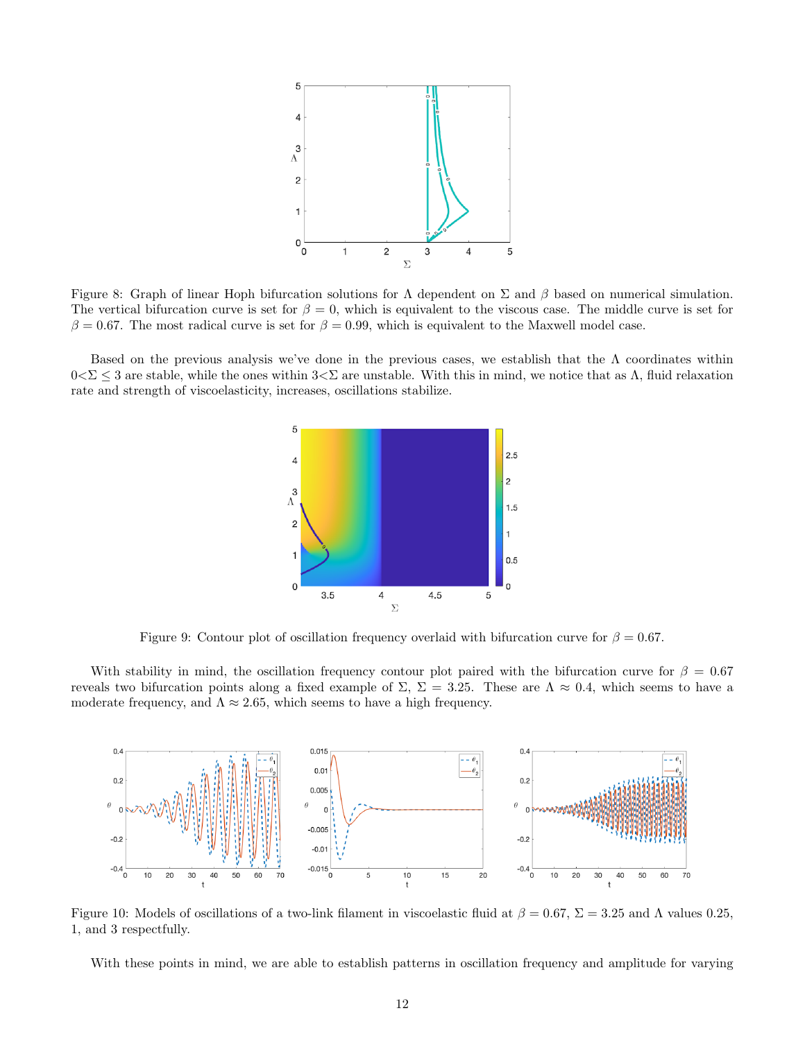Figure 8: Graph of linear Hoph bifurcation solutions for $\Lambda$ dependent on $\Sigma$ and $\beta$ based on numerical simulation. The vertical bifurcation curve is set for $\beta = 0$, which is equivalent to the viscous case. The middle curve is set for $\beta = 0.67$. The most radical curve is set for $\beta = 0.99$, which is equivalent to the Maxwell model case.

Based on the previous analysis we've done in the previous cases, we establish that the $\Lambda$ coordinates within $0<\Sigma \leq 3$ are stable, while the ones within $3<\Sigma$ are unstable. With this in mind, we notice that as $\Lambda$, fluid relaxation rate and strength of viscoelasticity, increases, oscillations stabilize.

Figure 9: Contour plot of oscillation frequency overlaid with bifurcation curve for $\beta = 0.67$.

With stability in mind, the oscillation frequency contour plot paired with the bifurcation curve for $\beta = 0.67$ reveals two bifurcation points along a fixed example of $\Sigma$, $\Sigma = 3.25$. These are $\Lambda \approx 0.4$, which seems to have a moderate frequency, and $\Lambda \approx 2.65$, which seems to have a high frequency.

Figure 10: Models of oscillations of a two-link filament in viscoelastic fluid at $\beta = 0.67$, $\Sigma = 3.25$ and $\Lambda$ values 0.25, 1, and 3 respectfully.

With these points in mind, we are able to establish patterns in oscillation frequency and amplitude for varying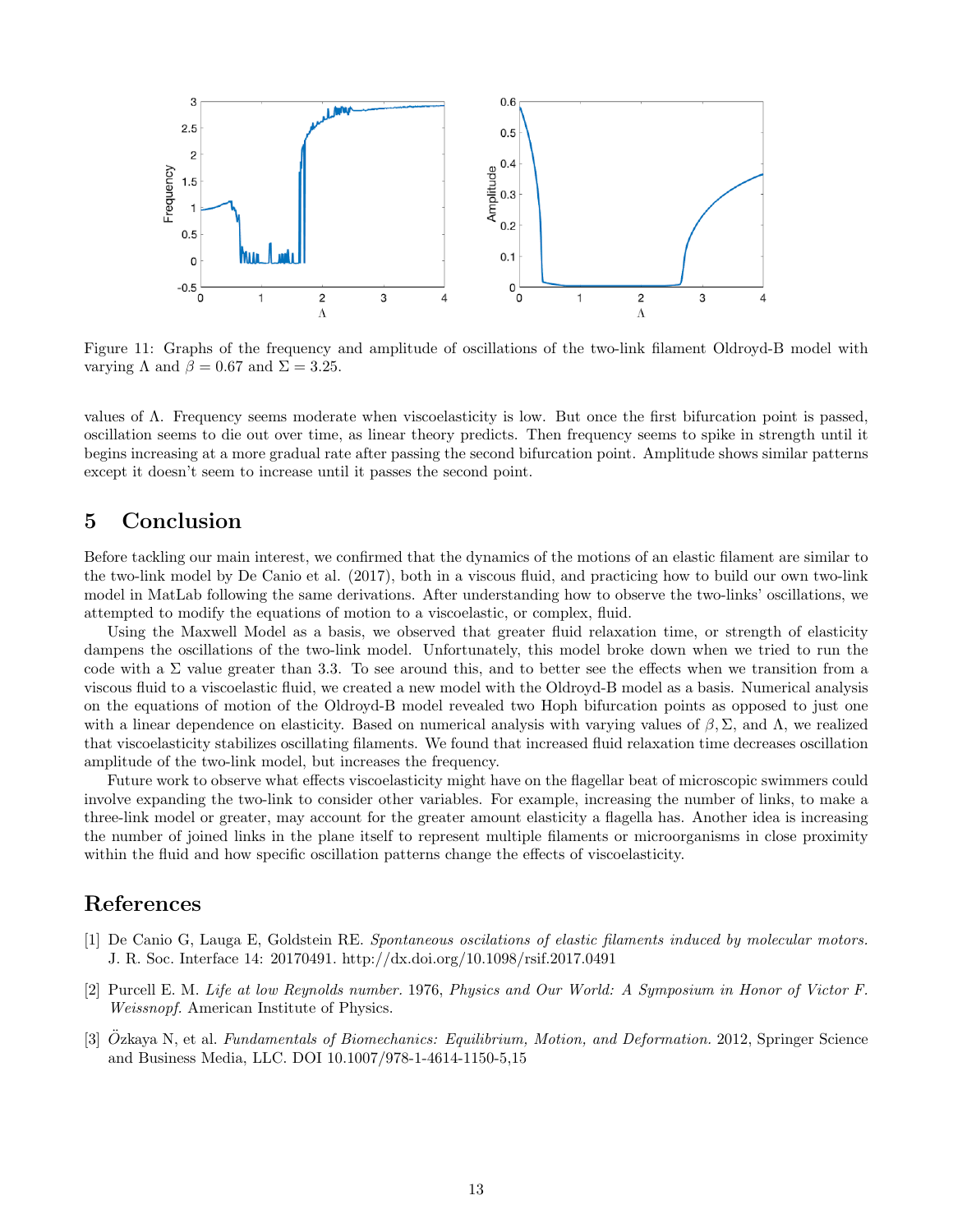Frequency

Amplitude

Λ

Λ

Figure 11: Graphs of the frequency and amplitude of oscillations of the two-link filament Oldroyd-B model with varying $\Lambda$ and $\beta = 0.67$ and $\Sigma = 3.25$.

values of $\Lambda$. Frequency seems moderate when viscoelasticity is low. But once the first bifurcation point is passed, oscillation seems to die out over time, as linear theory predicts. Then frequency seems to spike in strength until it begins increasing at a more gradual rate after passing the second bifurcation point. Amplitude shows similar patterns except it doesn't seem to increase until it passes the second point.

## 5 Conclusion

Before tackling our main interest, we confirmed that the dynamics of the motions of an elastic filament are similar to the two-link model by De Canio et al. (2017), both in a viscous fluid, and practicing how to build our own two-link model in MatLab following the same derivations. After understanding how to observe the two-links' oscillations, we attempted to modify the equations of motion to a viscoelastic, or complex, fluid.

Using the Maxwell Model as a basis, we observed that greater fluid relaxation time, or strength of elasticity dampens the oscillations of the two-link model. Unfortunately, this model broke down when we tried to run the code with a $\Sigma$ value greater than 3.3. To see around this, and to better see the effects when we transition from a viscous fluid to a viscoelastic fluid, we created a new model with the Oldroyd-B model as a basis. Numerical analysis on the equations of motion of the Oldroyd-B model revealed two Hoph bifurcation points as opposed to just one with a linear dependence on elasticity. Based on numerical analysis with varying values of $\beta, \Sigma$, and $\Lambda$, we realized that viscoelasticity stabilizes oscillating filaments. We found that increased fluid relaxation time decreases oscillation amplitude of the two-link model, but increases the frequency.

Future work to observe what effects viscoelasticity might have on the flagellar beat of microscopic swimmers could involve expanding the two-link to consider other variables. For example, increasing the number of links, to make a three-link model or greater, may account for the greater amount elasticity a flagella has. Another idea is increasing the number of joined links in the plane itself to represent multiple filaments or microorganisms in close proximity within the fluid and how specific oscillation patterns change the effects of viscoelasticity.

## References

[1] De Canio G, Lauga E, Goldstein RE. *Spontaneous oscilations of elastic filaments induced by molecular motors.* J. R. Soc. Interface 14: 20170491. http://dx.doi.org/10.1098/rsif.2017.0491

[2] Purcell E. M. *Life at low Reynolds number.* 1976, *Physics and Our World: A Symposium in Honor of Victor F. Weissnopf.* American Institute of Physics.

[3] Özkaya N, et al. *Fundamentals of Biomechanics: Equilibrium, Motion, and Deformation.* 2012, Springer Science and Business Media, LLC. DOI 10.1007/978-1-4614-1150-5,15